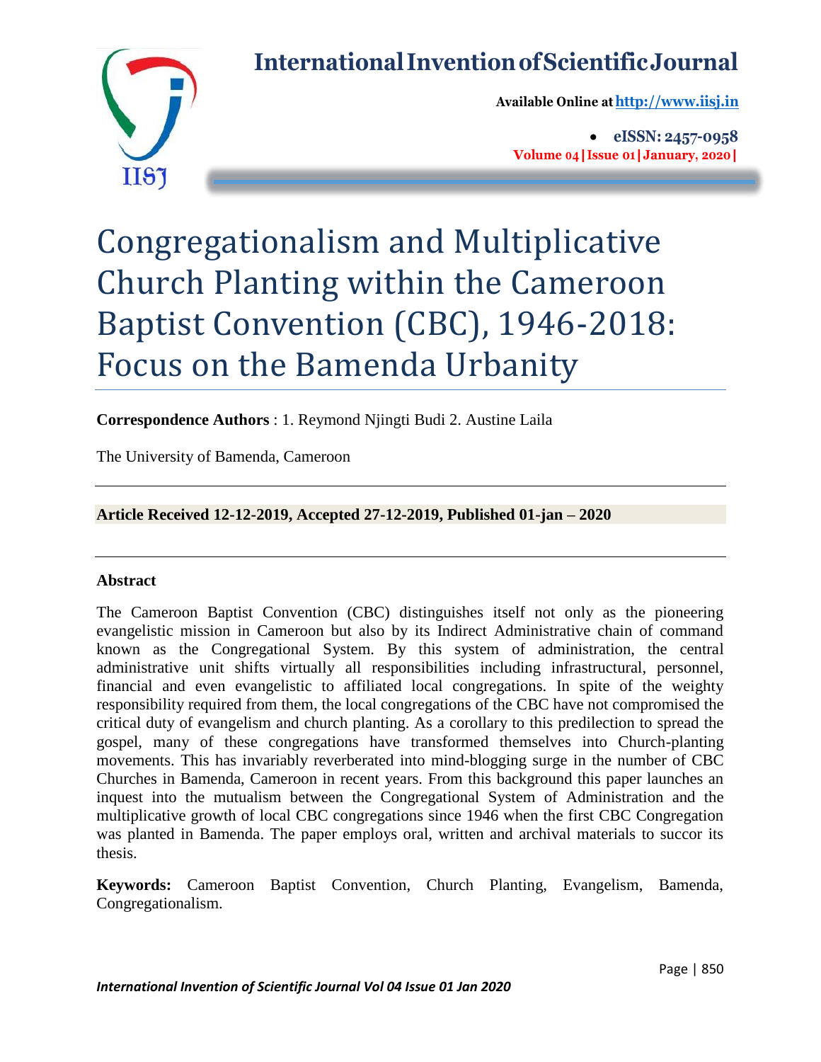# Congregationalism and Multiplicative Church Planting within the Cameroon Baptist Convention (CBC), 1946-2018: Focus on the Bamenda Urbanity

**Correspondence Authors** : 1. Reymond Njingti Budi 2. Austine Laila

The University of Bamenda, Cameroon

**Article Received 12-12-2019, Accepted 27-12-2019, Published 01-jan – 2020**

## Abstract

The Cameroon Baptist Convention (CBC) distinguishes itself not only as the pioneering evangelistic mission in Cameroon but also by its Indirect Administrative chain of command known as the Congregational System. By this system of administration, the central administrative unit shifts virtually all responsibilities including infrastructural, personnel, financial and even evangelistic to affiliated local congregations. In spite of the weighty responsibility required from them, the local congregations of the CBC have not compromised the critical duty of evangelism and church planting. As a corollary to this predilection to spread the gospel, many of these congregations have transformed themselves into Church-planting movements. This has invariably reverberated into mind-blogging surge in the number of CBC Churches in Bamenda, Cameroon in recent years. From this background this paper launches an inquest into the mutualism between the Congregational System of Administration and the multiplicative growth of local CBC congregations since 1946 when the first CBC Congregation was planted in Bamenda. The paper employs oral, written and archival materials to succor its thesis.

**Keywords:** Cameroon Baptist Convention, Church Planting, Evangelism, Bamenda, Congregationalism.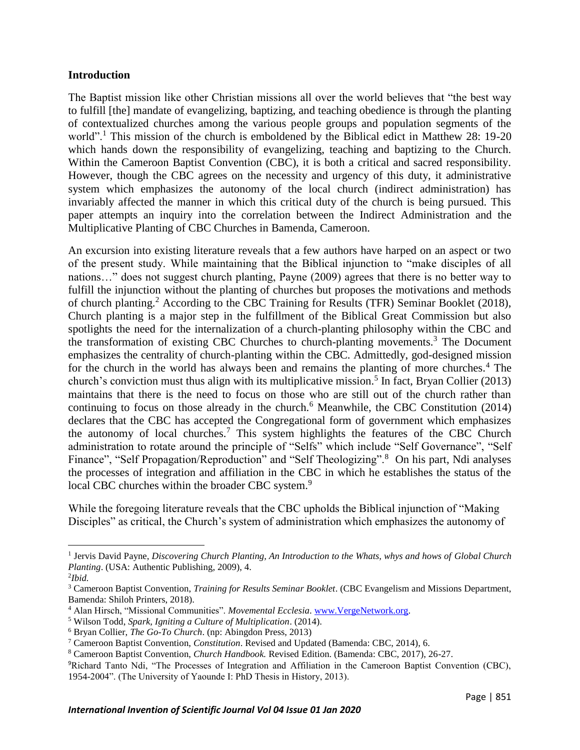## Introduction

The Baptist mission like other Christian missions all over the world believes that "the best way to fulfill [the] mandate of evangelizing, baptizing, and teaching obedience is through the planting of contextualized churches among the various people groups and population segments of the world".[1] This mission of the church is emboldened by the Biblical edict in Matthew 28: 19-20 which hands down the responsibility of evangelizing, teaching and baptizing to the Church. Within the Cameroon Baptist Convention (CBC), it is both a critical and sacred responsibility. However, though the CBC agrees on the necessity and urgency of this duty, it administrative system which emphasizes the autonomy of the local church (indirect administration) has invariably affected the manner in which this critical duty of the church is being pursued. This paper attempts an inquiry into the correlation between the Indirect Administration and the Multiplicative Planting of CBC Churches in Bamenda, Cameroon.

An excursion into existing literature reveals that a few authors have harped on an aspect or two of the present study. While maintaining that the Biblical injunction to "make disciples of all nations…" does not suggest church planting, Payne (2009) agrees that there is no better way to fulfill the injunction without the planting of churches but proposes the motivations and methods of church planting.[2] According to the CBC Training for Results (TFR) Seminar Booklet (2018), Church planting is a major step in the fulfillment of the Biblical Great Commission but also spotlights the need for the internalization of a church-planting philosophy within the CBC and the transformation of existing CBC Churches to church-planting movements.[3] The Document emphasizes the centrality of church-planting within the CBC. Admittedly, god-designed mission for the church in the world has always been and remains the planting of more churches.[4] The church's conviction must thus align with its multiplicative mission.[5] In fact, Bryan Collier (2013) maintains that there is the need to focus on those who are still out of the church rather than continuing to focus on those already in the church.[6] Meanwhile, the CBC Constitution (2014) declares that the CBC has accepted the Congregational form of government which emphasizes the autonomy of local churches.[7] This system highlights the features of the CBC Church administration to rotate around the principle of "Selfs" which include "Self Governance", "Self Finance", "Self Propagation/Reproduction" and "Self Theologizing".[8] On his part, Ndi analyses the processes of integration and affiliation in the CBC in which he establishes the status of the local CBC churches within the broader CBC system.[9]

While the foregoing literature reveals that the CBC upholds the Biblical injunction of "Making Disciples" as critical, the Church's system of administration which emphasizes the autonomy of

---

[1] Jervis David Payne, *Discovering Church Planting, An Introduction to the Whats, whys and hows of Global Church Planting*. (USA: Authentic Publishing, 2009), 4.

[2] *Ibid.*

[3] Cameroon Baptist Convention, *Training for Results Seminar Booklet*. (CBC Evangelism and Missions Department, Bamenda: Shiloh Printers, 2018).

[4] Alan Hirsch, "Missional Communities". *Movemental Ecclesia*. www.VergeNetwork.org.

[5] Wilson Todd, *Spark, Igniting a Culture of Multiplication*. (2014).

[6] Bryan Collier, *The Go-To Church*. (np: Abingdon Press, 2013)

[7] Cameroon Baptist Convention, *Constitution*. Revised and Updated (Bamenda: CBC, 2014), 6.

[8] Cameroon Baptist Convention, *Church Handbook.* Revised Edition. (Bamenda: CBC, 2017), 26-27.

[9] Richard Tanto Ndi, "The Processes of Integration and Affiliation in the Cameroon Baptist Convention (CBC), 1954-2004". (The University of Yaounde I: PhD Thesis in History, 2013).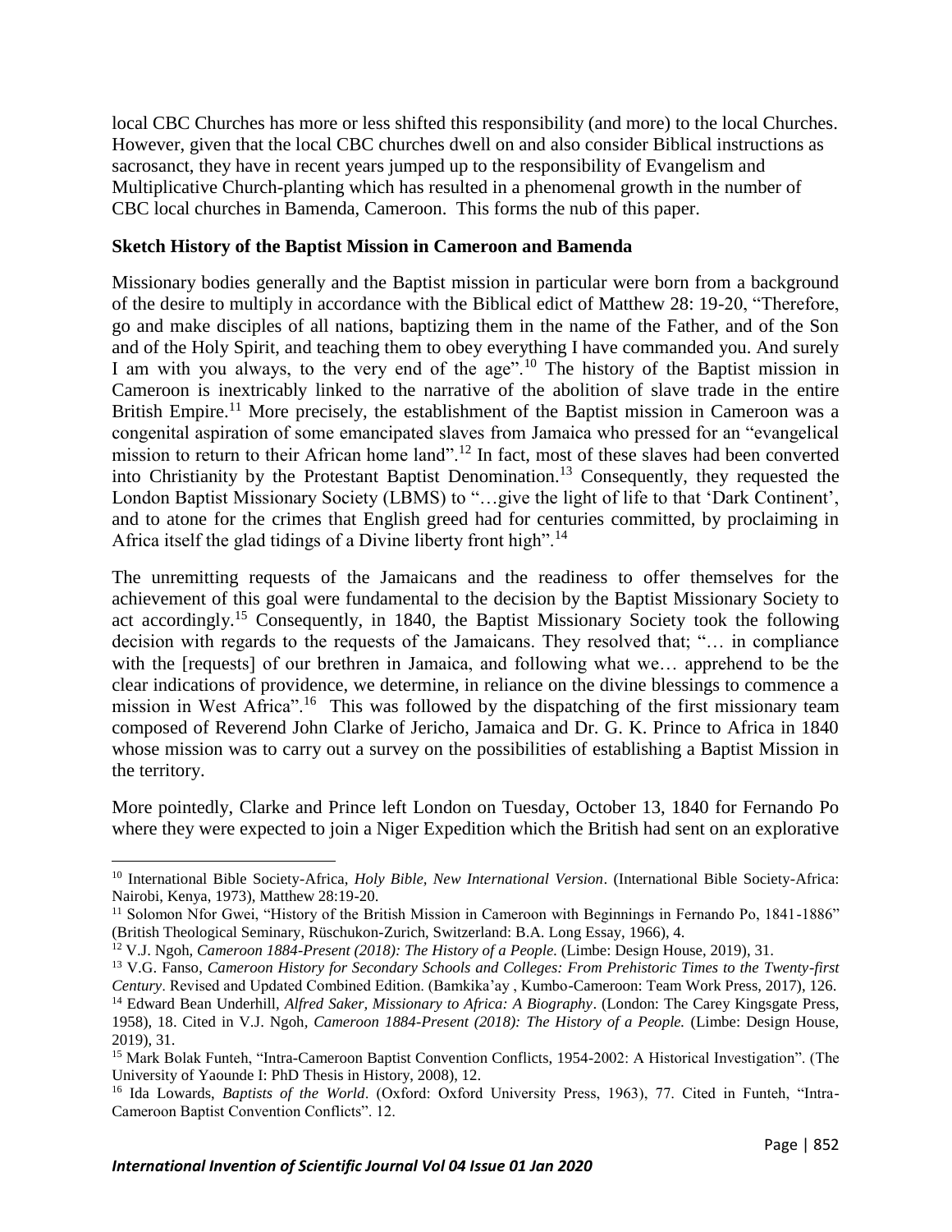local CBC Churches has more or less shifted this responsibility (and more) to the local Churches. However, given that the local CBC churches dwell on and also consider Biblical instructions as sacrosanct, they have in recent years jumped up to the responsibility of Evangelism and Multiplicative Church-planting which has resulted in a phenomenal growth in the number of CBC local churches in Bamenda, Cameroon. This forms the nub of this paper.

## Sketch History of the Baptist Mission in Cameroon and Bamenda

Missionary bodies generally and the Baptist mission in particular were born from a background of the desire to multiply in accordance with the Biblical edict of Matthew 28: 19-20, "Therefore, go and make disciples of all nations, baptizing them in the name of the Father, and of the Son and of the Holy Spirit, and teaching them to obey everything I have commanded you. And surely I am with you always, to the very end of the age".[10] The history of the Baptist mission in Cameroon is inextricably linked to the narrative of the abolition of slave trade in the entire British Empire.[11] More precisely, the establishment of the Baptist mission in Cameroon was a congenital aspiration of some emancipated slaves from Jamaica who pressed for an "evangelical mission to return to their African home land".[12] In fact, most of these slaves had been converted into Christianity by the Protestant Baptist Denomination.[13] Consequently, they requested the London Baptist Missionary Society (LBMS) to "…give the light of life to that 'Dark Continent', and to atone for the crimes that English greed had for centuries committed, by proclaiming in Africa itself the glad tidings of a Divine liberty front high".[14]

The unremitting requests of the Jamaicans and the readiness to offer themselves for the achievement of this goal were fundamental to the decision by the Baptist Missionary Society to act accordingly.[15] Consequently, in 1840, the Baptist Missionary Society took the following decision with regards to the requests of the Jamaicans. They resolved that; "… in compliance with the [requests] of our brethren in Jamaica, and following what we… apprehend to be the clear indications of providence, we determine, in reliance on the divine blessings to commence a mission in West Africa".[16] This was followed by the dispatching of the first missionary team composed of Reverend John Clarke of Jericho, Jamaica and Dr. G. K. Prince to Africa in 1840 whose mission was to carry out a survey on the possibilities of establishing a Baptist Mission in the territory.

More pointedly, Clarke and Prince left London on Tuesday, October 13, 1840 for Fernando Po where they were expected to join a Niger Expedition which the British had sent on an explorative

---

[10] International Bible Society-Africa, *Holy Bible, New International Version*. (International Bible Society-Africa: Nairobi, Kenya, 1973), Matthew 28:19-20.

[11] Solomon Nfor Gwei, "History of the British Mission in Cameroon with Beginnings in Fernando Po, 1841-1886" (British Theological Seminary, Rüschukon-Zurich, Switzerland: B.A. Long Essay, 1966), 4.

[12] V.J. Ngoh, *Cameroon 1884-Present (2018): The History of a People.* (Limbe: Design House, 2019), 31.

[13] V.G. Fanso, *Cameroon History for Secondary Schools and Colleges: From Prehistoric Times to the Twenty-first Century*. Revised and Updated Combined Edition. (Bamkika'ay , Kumbo-Cameroon: Team Work Press, 2017), 126.

[14] Edward Bean Underhill, *Alfred Saker, Missionary to Africa: A Biography*. (London: The Carey Kingsgate Press, 1958), 18. Cited in V.J. Ngoh, *Cameroon 1884-Present (2018): The History of a People.* (Limbe: Design House, 2019), 31.

[15] Mark Bolak Funteh, "Intra-Cameroon Baptist Convention Conflicts, 1954-2002: A Historical Investigation". (The University of Yaounde I: PhD Thesis in History, 2008), 12.

[16] Ida Lowards, *Baptists of the World*. (Oxford: Oxford University Press, 1963), 77. Cited in Funteh, "Intra-Cameroon Baptist Convention Conflicts". 12.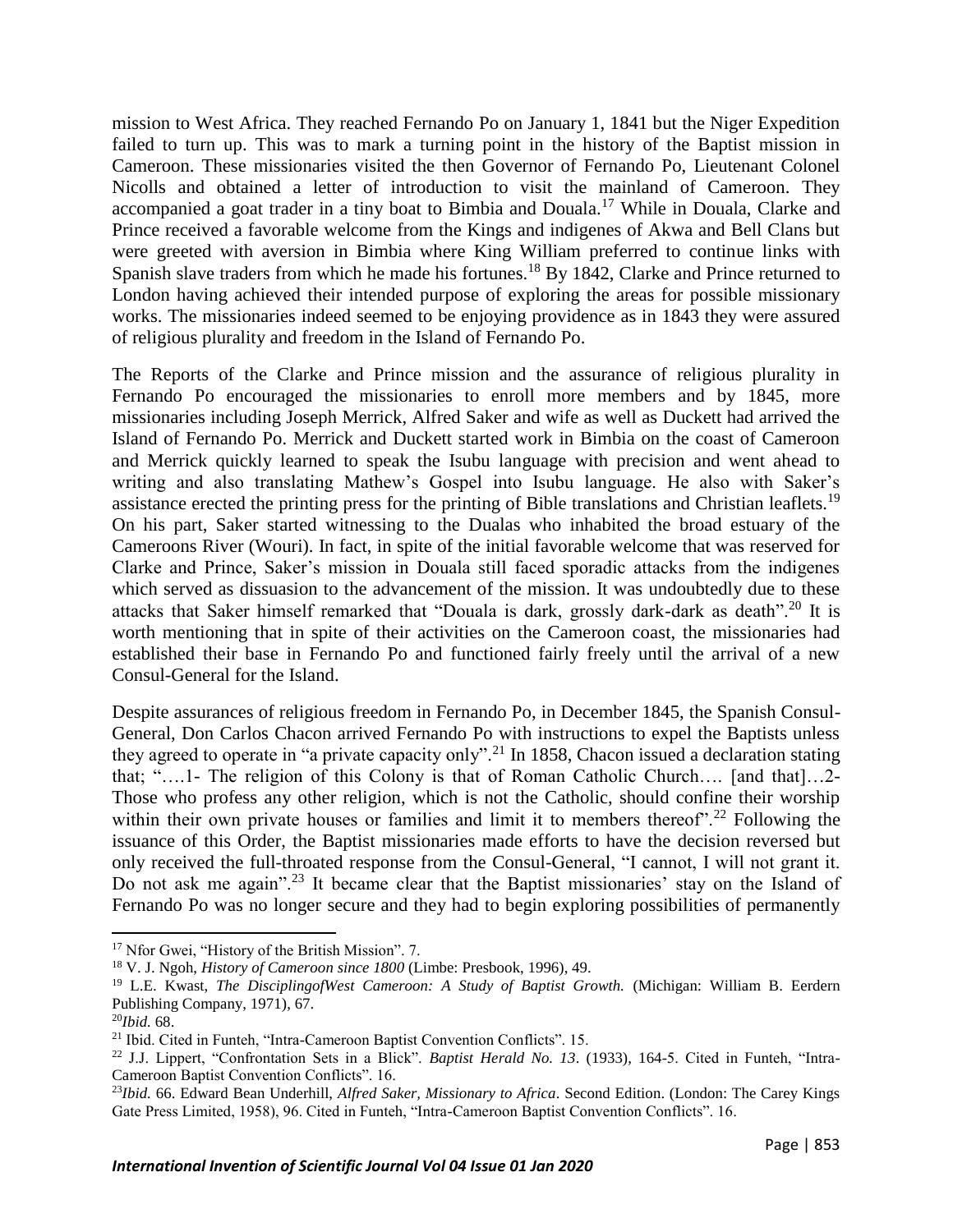mission to West Africa. They reached Fernando Po on January 1, 1841 but the Niger Expedition failed to turn up. This was to mark a turning point in the history of the Baptist mission in Cameroon. These missionaries visited the then Governor of Fernando Po, Lieutenant Colonel Nicolls and obtained a letter of introduction to visit the mainland of Cameroon. They accompanied a goat trader in a tiny boat to Bimbia and Douala.[17] While in Douala, Clarke and Prince received a favorable welcome from the Kings and indigenes of Akwa and Bell Clans but were greeted with aversion in Bimbia where King William preferred to continue links with Spanish slave traders from which he made his fortunes.[18] By 1842, Clarke and Prince returned to London having achieved their intended purpose of exploring the areas for possible missionary works. The missionaries indeed seemed to be enjoying providence as in 1843 they were assured of religious plurality and freedom in the Island of Fernando Po.

The Reports of the Clarke and Prince mission and the assurance of religious plurality in Fernando Po encouraged the missionaries to enroll more members and by 1845, more missionaries including Joseph Merrick, Alfred Saker and wife as well as Duckett had arrived the Island of Fernando Po. Merrick and Duckett started work in Bimbia on the coast of Cameroon and Merrick quickly learned to speak the Isubu language with precision and went ahead to writing and also translating Mathew's Gospel into Isubu language. He also with Saker's assistance erected the printing press for the printing of Bible translations and Christian leaflets.[19] On his part, Saker started witnessing to the Dualas who inhabited the broad estuary of the Cameroons River (Wouri). In fact, in spite of the initial favorable welcome that was reserved for Clarke and Prince, Saker's mission in Douala still faced sporadic attacks from the indigenes which served as dissuasion to the advancement of the mission. It was undoubtedly due to these attacks that Saker himself remarked that "Douala is dark, grossly dark-dark as death".[20] It is worth mentioning that in spite of their activities on the Cameroon coast, the missionaries had established their base in Fernando Po and functioned fairly freely until the arrival of a new Consul-General for the Island.

Despite assurances of religious freedom in Fernando Po, in December 1845, the Spanish Consul-General, Don Carlos Chacon arrived Fernando Po with instructions to expel the Baptists unless they agreed to operate in "a private capacity only".[21] In 1858, Chacon issued a declaration stating that; "….1- The religion of this Colony is that of Roman Catholic Church…. [and that]…2- Those who profess any other religion, which is not the Catholic, should confine their worship within their own private houses or families and limit it to members thereof".[22] Following the issuance of this Order, the Baptist missionaries made efforts to have the decision reversed but only received the full-throated response from the Consul-General, "I cannot, I will not grant it. Do not ask me again".[23] It became clear that the Baptist missionaries' stay on the Island of Fernando Po was no longer secure and they had to begin exploring possibilities of permanently

---

[17] Nfor Gwei, "History of the British Mission". 7.

[18] V. J. Ngoh, *History of Cameroon since 1800* (Limbe: Presbook, 1996), 49.

[19] L.E. Kwast, *The DisciplingofWest Cameroon: A Study of Baptist Growth.* (Michigan: William B. Eerdern Publishing Company, 1971), 67.

[20] *Ibid.* 68.

[21] Ibid. Cited in Funteh, "Intra-Cameroon Baptist Convention Conflicts". 15.

[22] J.J. Lippert, "Confrontation Sets in a Blick". *Baptist Herald No. 13*. (1933), 164-5. Cited in Funteh, "Intra-Cameroon Baptist Convention Conflicts". 16.

[23] *Ibid.* 66. Edward Bean Underhill, *Alfred Saker, Missionary to Africa*. Second Edition. (London: The Carey Kings Gate Press Limited, 1958), 96. Cited in Funteh, "Intra-Cameroon Baptist Convention Conflicts". 16.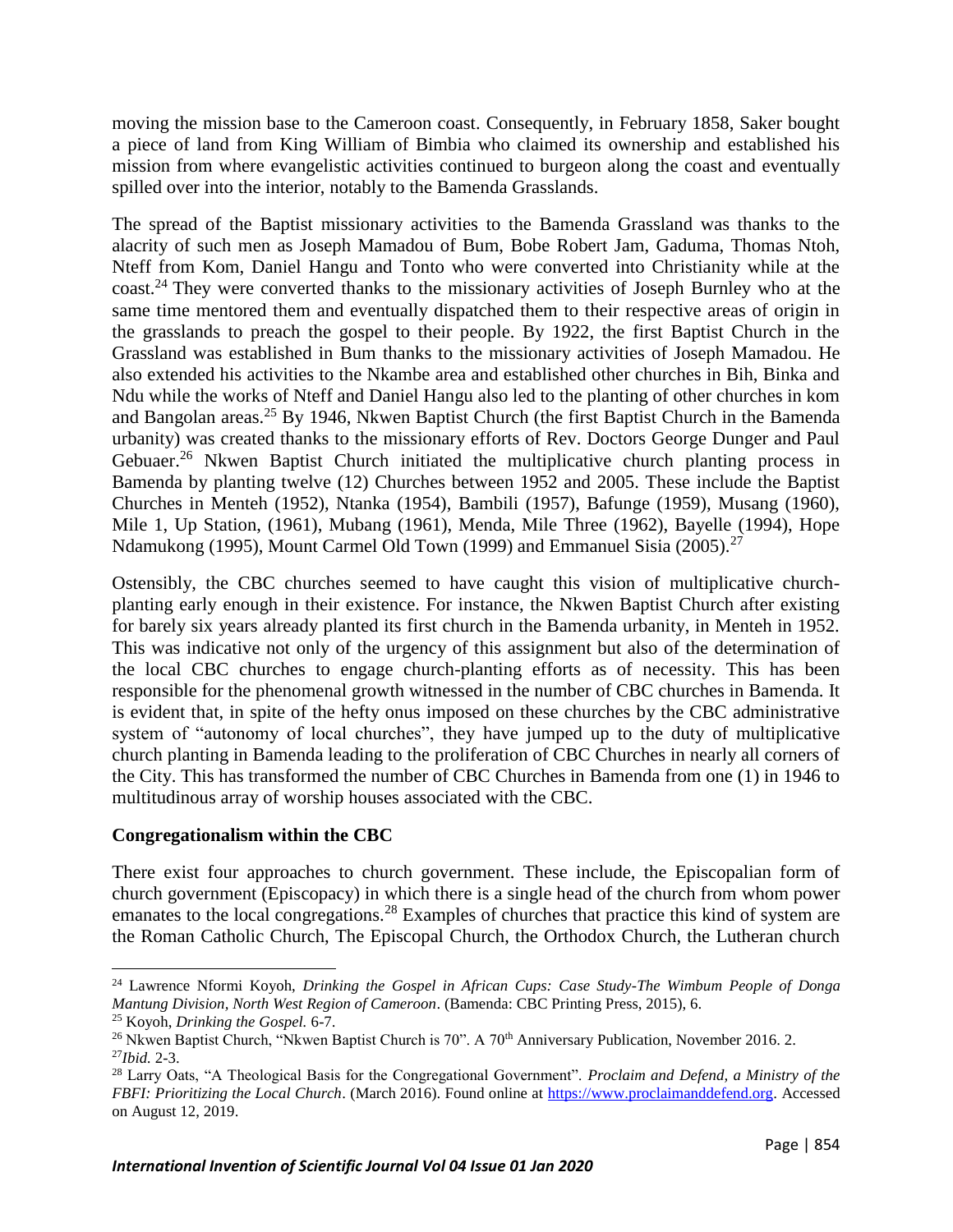moving the mission base to the Cameroon coast. Consequently, in February 1858, Saker bought a piece of land from King William of Bimbia who claimed its ownership and established his mission from where evangelistic activities continued to burgeon along the coast and eventually spilled over into the interior, notably to the Bamenda Grasslands.

The spread of the Baptist missionary activities to the Bamenda Grassland was thanks to the alacrity of such men as Joseph Mamadou of Bum, Bobe Robert Jam, Gaduma, Thomas Ntoh, Nteff from Kom, Daniel Hangu and Tonto who were converted into Christianity while at the coast.[24] They were converted thanks to the missionary activities of Joseph Burnley who at the same time mentored them and eventually dispatched them to their respective areas of origin in the grasslands to preach the gospel to their people. By 1922, the first Baptist Church in the Grassland was established in Bum thanks to the missionary activities of Joseph Mamadou. He also extended his activities to the Nkambe area and established other churches in Bih, Binka and Ndu while the works of Nteff and Daniel Hangu also led to the planting of other churches in kom and Bangolan areas.[25] By 1946, Nkwen Baptist Church (the first Baptist Church in the Bamenda urbanity) was created thanks to the missionary efforts of Rev. Doctors George Dunger and Paul Gebuaer.[26] Nkwen Baptist Church initiated the multiplicative church planting process in Bamenda by planting twelve (12) Churches between 1952 and 2005. These include the Baptist Churches in Menteh (1952), Ntanka (1954), Bambili (1957), Bafunge (1959), Musang (1960), Mile 1, Up Station, (1961), Mubang (1961), Menda, Mile Three (1962), Bayelle (1994), Hope Ndamukong (1995), Mount Carmel Old Town (1999) and Emmanuel Sisia (2005).[27]

Ostensibly, the CBC churches seemed to have caught this vision of multiplicative church-planting early enough in their existence. For instance, the Nkwen Baptist Church after existing for barely six years already planted its first church in the Bamenda urbanity, in Menteh in 1952. This was indicative not only of the urgency of this assignment but also of the determination of the local CBC churches to engage church-planting efforts as of necessity. This has been responsible for the phenomenal growth witnessed in the number of CBC churches in Bamenda. It is evident that, in spite of the hefty onus imposed on these churches by the CBC administrative system of "autonomy of local churches", they have jumped up to the duty of multiplicative church planting in Bamenda leading to the proliferation of CBC Churches in nearly all corners of the City. This has transformed the number of CBC Churches in Bamenda from one (1) in 1946 to multitudinous array of worship houses associated with the CBC.

**Congregationalism within the CBC**

There exist four approaches to church government. These include, the Episcopalian form of church government (Episcopacy) in which there is a single head of the church from whom power emanates to the local congregations.[28] Examples of churches that practice this kind of system are the Roman Catholic Church, The Episcopal Church, the Orthodox Church, the Lutheran church

---

[24] Lawrence Nformi Koyoh, *Drinking the Gospel in African Cups: Case Study-The Wimbum People of Donga Mantung Division, North West Region of Cameroon*. (Bamenda: CBC Printing Press, 2015), 6.

[25] Koyoh, *Drinking the Gospel.* 6-7.

[26] Nkwen Baptist Church, "Nkwen Baptist Church is 70". A 70th Anniversary Publication, November 2016. 2.

[27] *Ibid.* 2-3.

[28] Larry Oats, "A Theological Basis for the Congregational Government". *Proclaim and Defend, a Ministry of the FBFI: Prioritizing the Local Church*. (March 2016). Found online at https://www.proclaimanddefend.org. Accessed on August 12, 2019.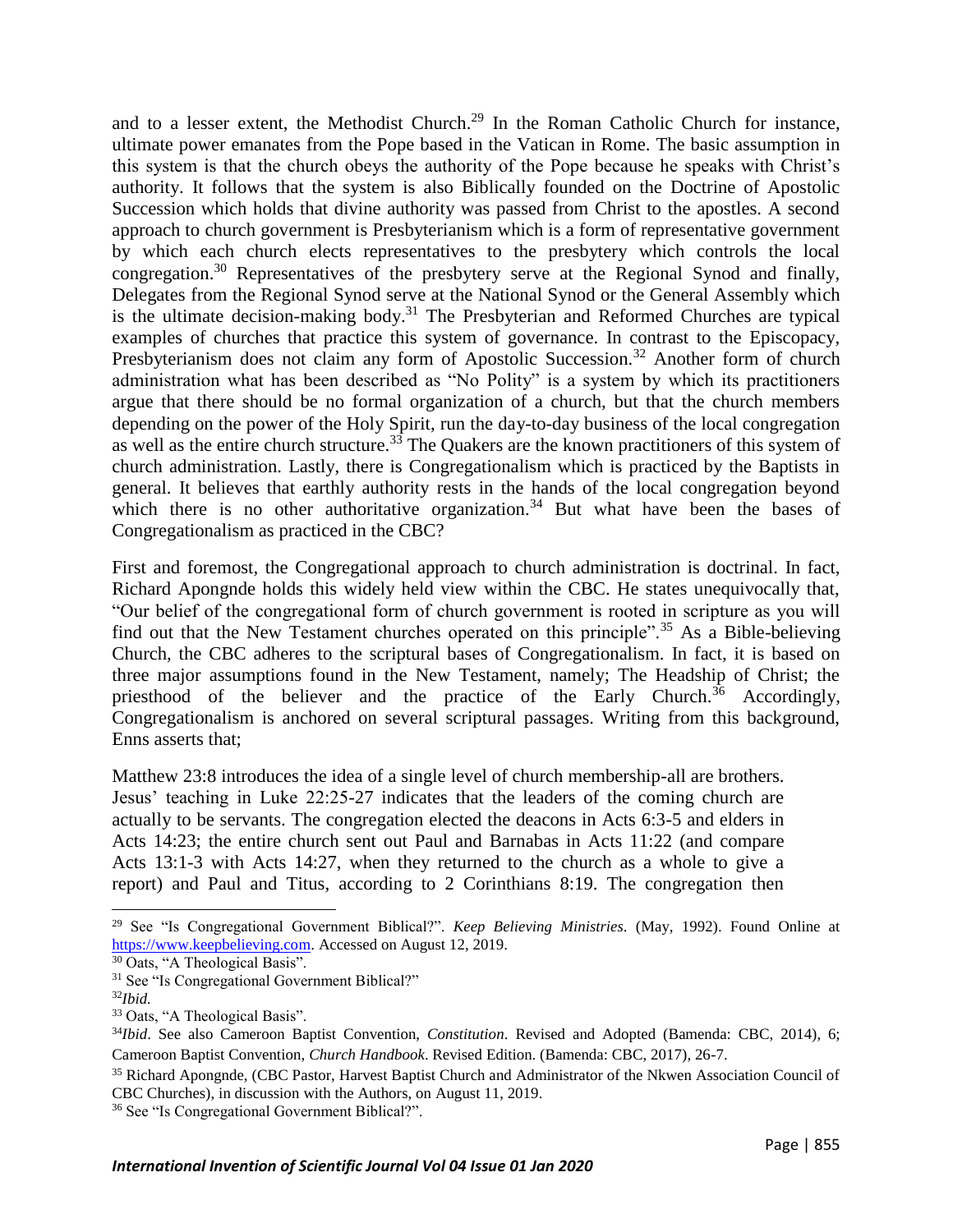and to a lesser extent, the Methodist Church.[29] In the Roman Catholic Church for instance, ultimate power emanates from the Pope based in the Vatican in Rome. The basic assumption in this system is that the church obeys the authority of the Pope because he speaks with Christ's authority. It follows that the system is also Biblically founded on the Doctrine of Apostolic Succession which holds that divine authority was passed from Christ to the apostles. A second approach to church government is Presbyterianism which is a form of representative government by which each church elects representatives to the presbytery which controls the local congregation.[30] Representatives of the presbytery serve at the Regional Synod and finally, Delegates from the Regional Synod serve at the National Synod or the General Assembly which is the ultimate decision-making body.[31] The Presbyterian and Reformed Churches are typical examples of churches that practice this system of governance. In contrast to the Episcopacy, Presbyterianism does not claim any form of Apostolic Succession.[32] Another form of church administration what has been described as "No Polity" is a system by which its practitioners argue that there should be no formal organization of a church, but that the church members depending on the power of the Holy Spirit, run the day-to-day business of the local congregation as well as the entire church structure.[33] The Quakers are the known practitioners of this system of church administration. Lastly, there is Congregationalism which is practiced by the Baptists in general. It believes that earthly authority rests in the hands of the local congregation beyond which there is no other authoritative organization.[34] But what have been the bases of Congregationalism as practiced in the CBC?

First and foremost, the Congregational approach to church administration is doctrinal. In fact, Richard Apongnde holds this widely held view within the CBC. He states unequivocally that, "Our belief of the congregational form of church government is rooted in scripture as you will find out that the New Testament churches operated on this principle".[35] As a Bible-believing Church, the CBC adheres to the scriptural bases of Congregationalism. In fact, it is based on three major assumptions found in the New Testament, namely; The Headship of Christ; the priesthood of the believer and the practice of the Early Church.[36] Accordingly, Congregationalism is anchored on several scriptural passages. Writing from this background, Enns asserts that;

Matthew 23:8 introduces the idea of a single level of church membership-all are brothers. Jesus' teaching in Luke 22:25-27 indicates that the leaders of the coming church are actually to be servants. The congregation elected the deacons in Acts 6:3-5 and elders in Acts 14:23; the entire church sent out Paul and Barnabas in Acts 11:22 (and compare Acts 13:1-3 with Acts 14:27, when they returned to the church as a whole to give a report) and Paul and Titus, according to 2 Corinthians 8:19. The congregation then

---

[29] See "Is Congregational Government Biblical?". *Keep Believing Ministries*. (May, 1992). Found Online at https://www.keepbelieving.com. Accessed on August 12, 2019.

[30] Oats, "A Theological Basis".

[31] See "Is Congregational Government Biblical?"

[32] *Ibid.*

[33] Oats, "A Theological Basis".

[34] *Ibid*. See also Cameroon Baptist Convention, *Constitution*. Revised and Adopted (Bamenda: CBC, 2014), 6; Cameroon Baptist Convention, *Church Handbook*. Revised Edition. (Bamenda: CBC, 2017), 26-7.

[35] Richard Apongnde, (CBC Pastor, Harvest Baptist Church and Administrator of the Nkwen Association Council of CBC Churches), in discussion with the Authors, on August 11, 2019.

[36] See "Is Congregational Government Biblical?".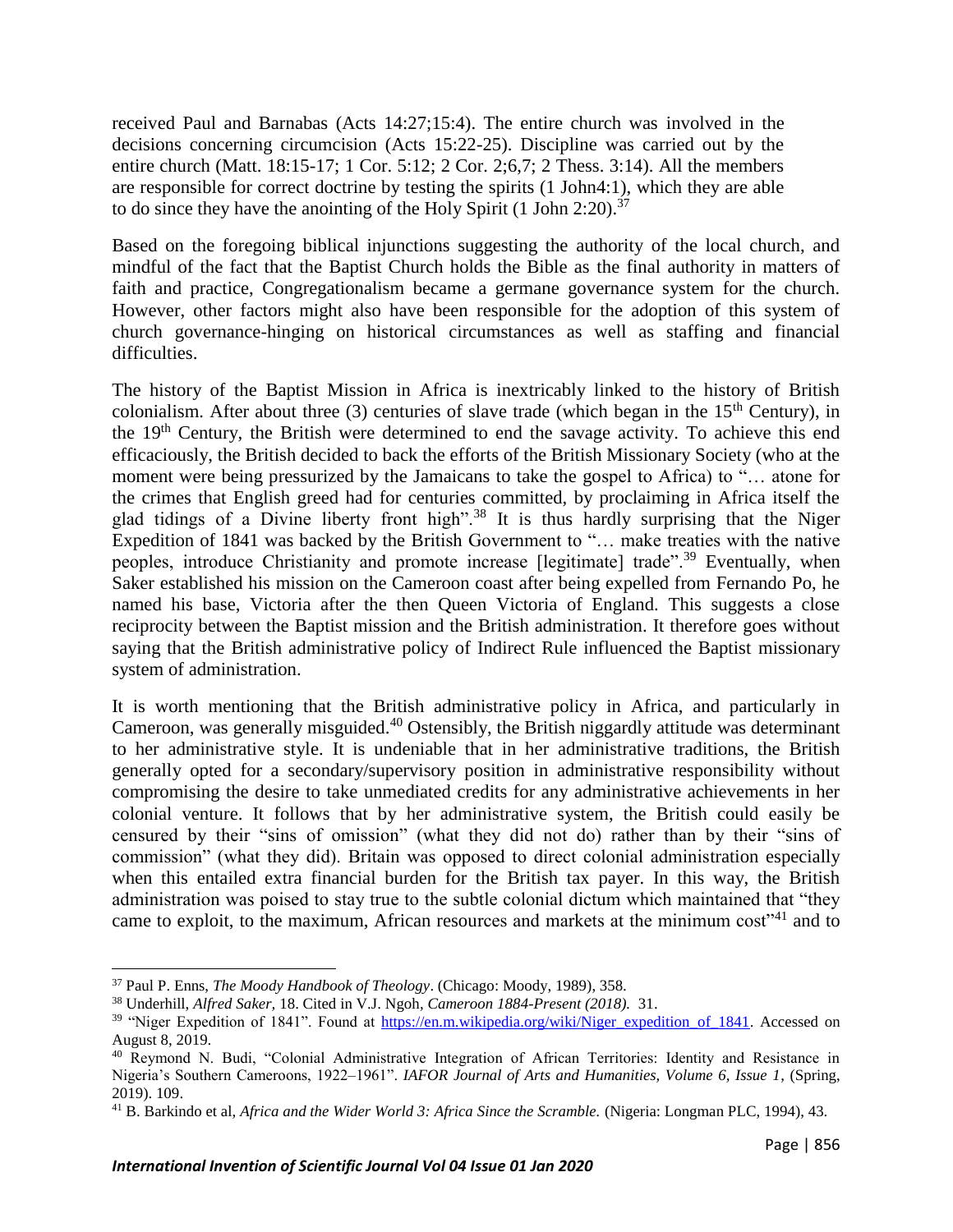received Paul and Barnabas (Acts 14:27;15:4). The entire church was involved in the decisions concerning circumcision (Acts 15:22-25). Discipline was carried out by the entire church (Matt. 18:15-17; 1 Cor. 5:12; 2 Cor. 2;6,7; 2 Thess. 3:14). All the members are responsible for correct doctrine by testing the spirits (1 John4:1), which they are able to do since they have the anointing of the Holy Spirit (1 John 2:20).[37]

Based on the foregoing biblical injunctions suggesting the authority of the local church, and mindful of the fact that the Baptist Church holds the Bible as the final authority in matters of faith and practice, Congregationalism became a germane governance system for the church. However, other factors might also have been responsible for the adoption of this system of church governance-hinging on historical circumstances as well as staffing and financial difficulties.

The history of the Baptist Mission in Africa is inextricably linked to the history of British colonialism. After about three (3) centuries of slave trade (which began in the 15th Century), in the 19th Century, the British were determined to end the savage activity. To achieve this end efficaciously, the British decided to back the efforts of the British Missionary Society (who at the moment were being pressurized by the Jamaicans to take the gospel to Africa) to "… atone for the crimes that English greed had for centuries committed, by proclaiming in Africa itself the glad tidings of a Divine liberty front high".[38] It is thus hardly surprising that the Niger Expedition of 1841 was backed by the British Government to "… make treaties with the native peoples, introduce Christianity and promote increase [legitimate] trade".[39] Eventually, when Saker established his mission on the Cameroon coast after being expelled from Fernando Po, he named his base, Victoria after the then Queen Victoria of England. This suggests a close reciprocity between the Baptist mission and the British administration. It therefore goes without saying that the British administrative policy of Indirect Rule influenced the Baptist missionary system of administration.

It is worth mentioning that the British administrative policy in Africa, and particularly in Cameroon, was generally misguided.[40] Ostensibly, the British niggardly attitude was determinant to her administrative style. It is undeniable that in her administrative traditions, the British generally opted for a secondary/supervisory position in administrative responsibility without compromising the desire to take unmediated credits for any administrative achievements in her colonial venture. It follows that by her administrative system, the British could easily be censured by their "sins of omission" (what they did not do) rather than by their "sins of commission" (what they did). Britain was opposed to direct colonial administration especially when this entailed extra financial burden for the British tax payer. In this way, the British administration was poised to stay true to the subtle colonial dictum which maintained that "they came to exploit, to the maximum, African resources and markets at the minimum cost"[41] and to

---

[37] Paul P. Enns, *The Moody Handbook of Theology*. (Chicago: Moody, 1989), 358.

[38] Underhill, *Alfred Saker*, 18. Cited in V.J. Ngoh, *Cameroon 1884-Present (2018).* 31.

[39] "Niger Expedition of 1841". Found at https://en.m.wikipedia.org/wiki/Niger_expedition_of_1841. Accessed on August 8, 2019.

[40] Reymond N. Budi, "Colonial Administrative Integration of African Territories: Identity and Resistance in Nigeria's Southern Cameroons, 1922–1961". *IAFOR Journal of Arts and Humanities, Volume 6, Issue 1,* (Spring, 2019). 109.

[41] B. Barkindo et al, *Africa and the Wider World 3: Africa Since the Scramble.* (Nigeria: Longman PLC, 1994), 43.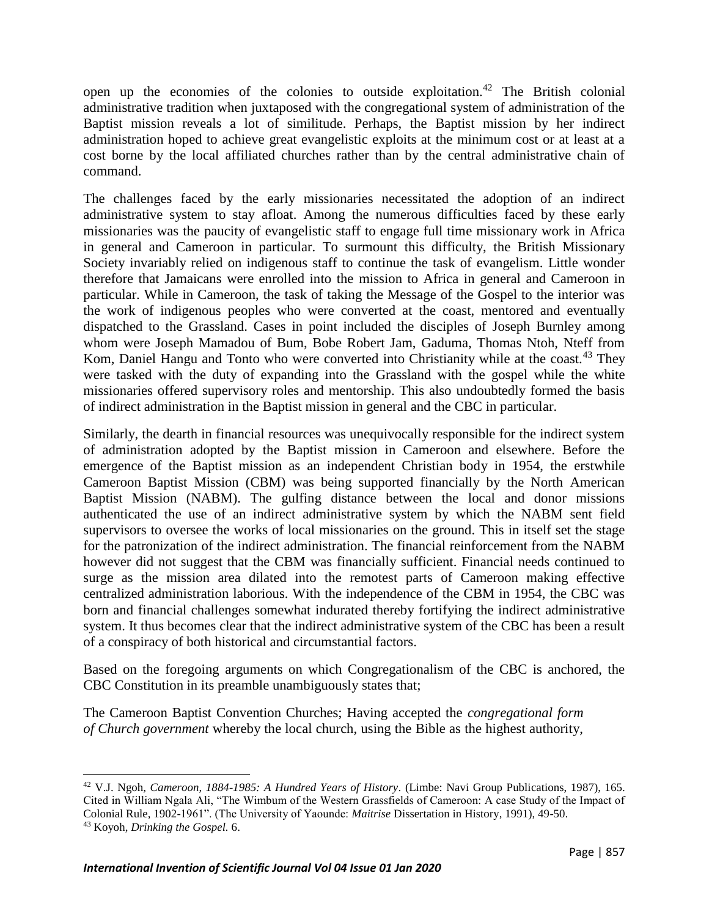open up the economies of the colonies to outside exploitation.[42] The British colonial administrative tradition when juxtaposed with the congregational system of administration of the Baptist mission reveals a lot of similitude. Perhaps, the Baptist mission by her indirect administration hoped to achieve great evangelistic exploits at the minimum cost or at least at a cost borne by the local affiliated churches rather than by the central administrative chain of command.

The challenges faced by the early missionaries necessitated the adoption of an indirect administrative system to stay afloat. Among the numerous difficulties faced by these early missionaries was the paucity of evangelistic staff to engage full time missionary work in Africa in general and Cameroon in particular. To surmount this difficulty, the British Missionary Society invariably relied on indigenous staff to continue the task of evangelism. Little wonder therefore that Jamaicans were enrolled into the mission to Africa in general and Cameroon in particular. While in Cameroon, the task of taking the Message of the Gospel to the interior was the work of indigenous peoples who were converted at the coast, mentored and eventually dispatched to the Grassland. Cases in point included the disciples of Joseph Burnley among whom were Joseph Mamadou of Bum, Bobe Robert Jam, Gaduma, Thomas Ntoh, Nteff from Kom, Daniel Hangu and Tonto who were converted into Christianity while at the coast.[43] They were tasked with the duty of expanding into the Grassland with the gospel while the white missionaries offered supervisory roles and mentorship. This also undoubtedly formed the basis of indirect administration in the Baptist mission in general and the CBC in particular.

Similarly, the dearth in financial resources was unequivocally responsible for the indirect system of administration adopted by the Baptist mission in Cameroon and elsewhere. Before the emergence of the Baptist mission as an independent Christian body in 1954, the erstwhile Cameroon Baptist Mission (CBM) was being supported financially by the North American Baptist Mission (NABM). The gulfing distance between the local and donor missions authenticated the use of an indirect administrative system by which the NABM sent field supervisors to oversee the works of local missionaries on the ground. This in itself set the stage for the patronization of the indirect administration. The financial reinforcement from the NABM however did not suggest that the CBM was financially sufficient. Financial needs continued to surge as the mission area dilated into the remotest parts of Cameroon making effective centralized administration laborious. With the independence of the CBM in 1954, the CBC was born and financial challenges somewhat indurated thereby fortifying the indirect administrative system. It thus becomes clear that the indirect administrative system of the CBC has been a result of a conspiracy of both historical and circumstantial factors.

Based on the foregoing arguments on which Congregationalism of the CBC is anchored, the CBC Constitution in its preamble unambiguously states that;

The Cameroon Baptist Convention Churches; Having accepted the *congregational form of Church government* whereby the local church, using the Bible as the highest authority,

---

[42] V.J. Ngoh, *Cameroon, 1884-1985: A Hundred Years of History*. (Limbe: Navi Group Publications, 1987), 165. Cited in William Ngala Ali, "The Wimbum of the Western Grassfields of Cameroon: A case Study of the Impact of Colonial Rule, 1902-1961". (The University of Yaounde: *Maitrise* Dissertation in History, 1991), 49-50.

[43] Koyoh, *Drinking the Gospel.* 6.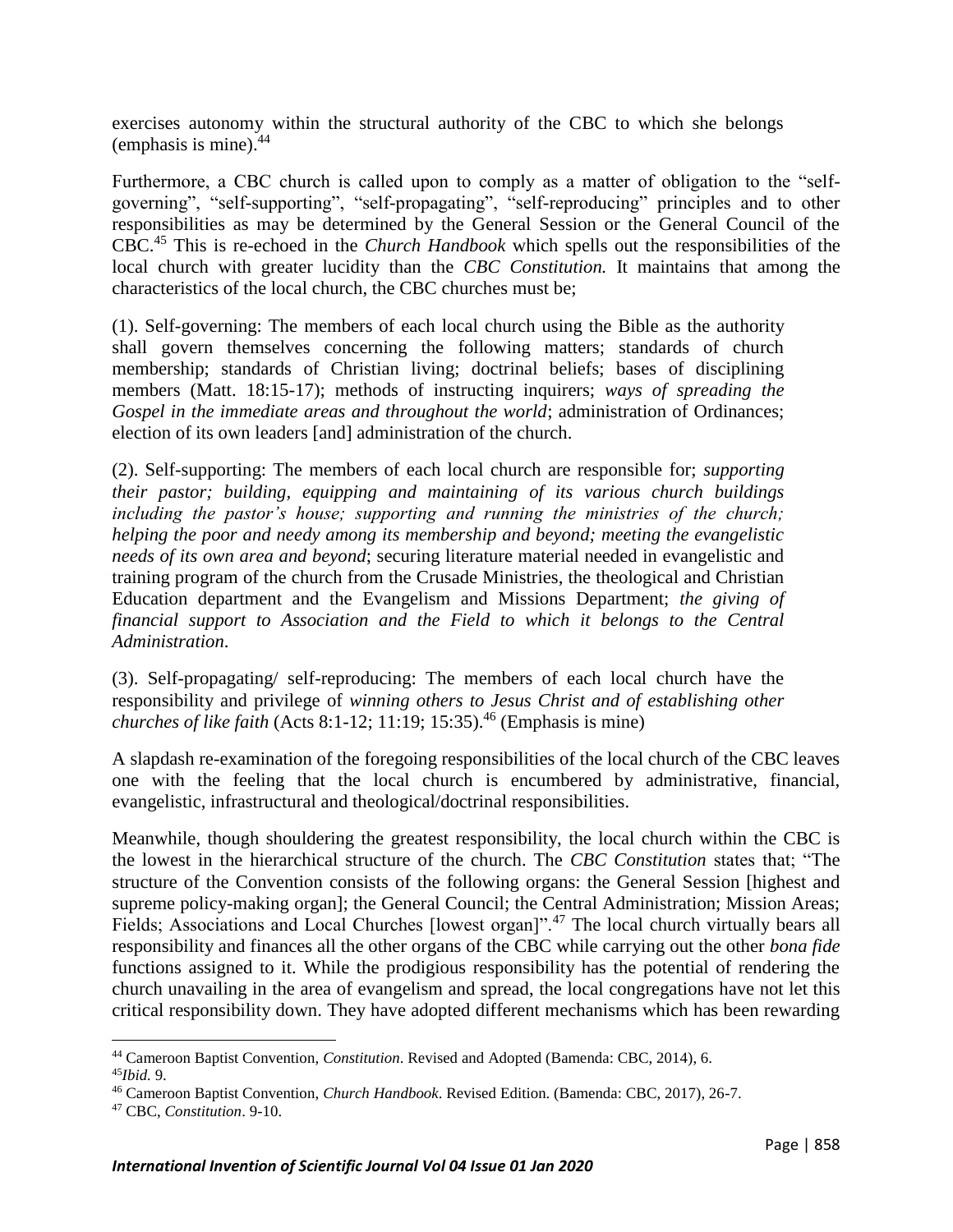exercises autonomy within the structural authority of the CBC to which she belongs (emphasis is mine).[44]

Furthermore, a CBC church is called upon to comply as a matter of obligation to the "self-governing", "self-supporting", "self-propagating", "self-reproducing" principles and to other responsibilities as may be determined by the General Session or the General Council of the CBC.[45] This is re-echoed in the *Church Handbook* which spells out the responsibilities of the local church with greater lucidity than the *CBC Constitution.* It maintains that among the characteristics of the local church, the CBC churches must be;

> (1). Self-governing: The members of each local church using the Bible as the authority shall govern themselves concerning the following matters; standards of church membership; standards of Christian living; doctrinal beliefs; bases of disciplining members (Matt. 18:15-17); methods of instructing inquirers; *ways of spreading the Gospel in the immediate areas and throughout the world*; administration of Ordinances; election of its own leaders [and] administration of the church.
>
> (2). Self-supporting: The members of each local church are responsible for; *supporting their pastor; building, equipping and maintaining of its various church buildings including the pastor's house; supporting and running the ministries of the church; helping the poor and needy among its membership and beyond; meeting the evangelistic needs of its own area and beyond*; securing literature material needed in evangelistic and training program of the church from the Crusade Ministries, the theological and Christian Education department and the Evangelism and Missions Department; *the giving of financial support to Association and the Field to which it belongs to the Central Administration*.
>
> (3). Self-propagating/ self-reproducing: The members of each local church have the responsibility and privilege of *winning others to Jesus Christ and of establishing other churches of like faith* (Acts 8:1-12; 11:19; 15:35).[46] (Emphasis is mine)

A slapdash re-examination of the foregoing responsibilities of the local church of the CBC leaves one with the feeling that the local church is encumbered by administrative, financial, evangelistic, infrastructural and theological/doctrinal responsibilities.

Meanwhile, though shouldering the greatest responsibility, the local church within the CBC is the lowest in the hierarchical structure of the church. The *CBC Constitution* states that; "The structure of the Convention consists of the following organs: the General Session [highest and supreme policy-making organ]; the General Council; the Central Administration; Mission Areas; Fields; Associations and Local Churches [lowest organ]".[47] The local church virtually bears all responsibility and finances all the other organs of the CBC while carrying out the other *bona fide* functions assigned to it. While the prodigious responsibility has the potential of rendering the church unavailing in the area of evangelism and spread, the local congregations have not let this critical responsibility down. They have adopted different mechanisms which has been rewarding

---

[44] Cameroon Baptist Convention, *Constitution*. Revised and Adopted (Bamenda: CBC, 2014), 6.

[45] *Ibid.* 9.

[46] Cameroon Baptist Convention, *Church Handbook*. Revised Edition. (Bamenda: CBC, 2017), 26-7.

[47] CBC, *Constitution*. 9-10.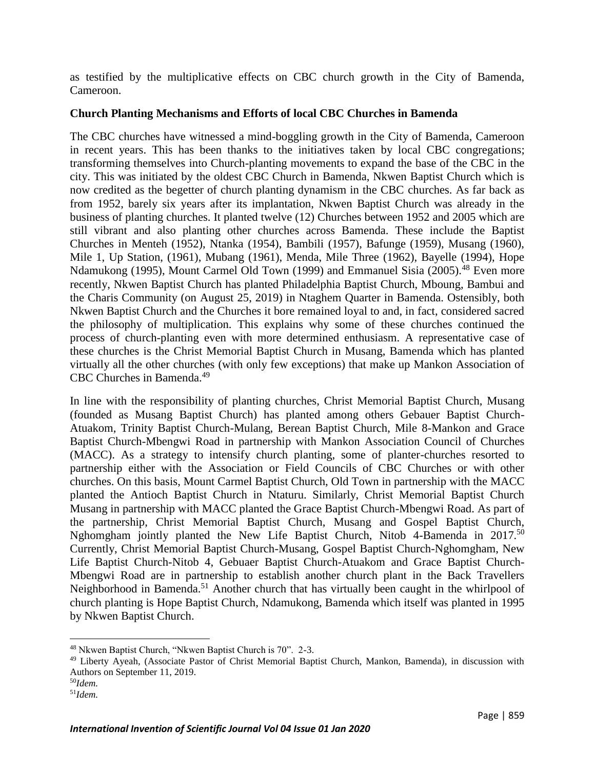as testified by the multiplicative effects on CBC church growth in the City of Bamenda, Cameroon.

**Church Planting Mechanisms and Efforts of local CBC Churches in Bamenda**

The CBC churches have witnessed a mind-boggling growth in the City of Bamenda, Cameroon in recent years. This has been thanks to the initiatives taken by local CBC congregations; transforming themselves into Church-planting movements to expand the base of the CBC in the city. This was initiated by the oldest CBC Church in Bamenda, Nkwen Baptist Church which is now credited as the begetter of church planting dynamism in the CBC churches. As far back as from 1952, barely six years after its implantation, Nkwen Baptist Church was already in the business of planting churches. It planted twelve (12) Churches between 1952 and 2005 which are still vibrant and also planting other churches across Bamenda. These include the Baptist Churches in Menteh (1952), Ntanka (1954), Bambili (1957), Bafunge (1959), Musang (1960), Mile 1, Up Station, (1961), Mubang (1961), Menda, Mile Three (1962), Bayelle (1994), Hope Ndamukong (1995), Mount Carmel Old Town (1999) and Emmanuel Sisia (2005).[48] Even more recently, Nkwen Baptist Church has planted Philadelphia Baptist Church, Mboung, Bambui and the Charis Community (on August 25, 2019) in Ntaghem Quarter in Bamenda. Ostensibly, both Nkwen Baptist Church and the Churches it bore remained loyal to and, in fact, considered sacred the philosophy of multiplication. This explains why some of these churches continued the process of church-planting even with more determined enthusiasm. A representative case of these churches is the Christ Memorial Baptist Church in Musang, Bamenda which has planted virtually all the other churches (with only few exceptions) that make up Mankon Association of CBC Churches in Bamenda.[49]

In line with the responsibility of planting churches, Christ Memorial Baptist Church, Musang (founded as Musang Baptist Church) has planted among others Gebauer Baptist Church-Atuakom, Trinity Baptist Church-Mulang, Berean Baptist Church, Mile 8-Mankon and Grace Baptist Church-Mbengwi Road in partnership with Mankon Association Council of Churches (MACC). As a strategy to intensify church planting, some of planter-churches resorted to partnership either with the Association or Field Councils of CBC Churches or with other churches. On this basis, Mount Carmel Baptist Church, Old Town in partnership with the MACC planted the Antioch Baptist Church in Ntaturu. Similarly, Christ Memorial Baptist Church Musang in partnership with MACC planted the Grace Baptist Church-Mbengwi Road. As part of the partnership, Christ Memorial Baptist Church, Musang and Gospel Baptist Church, Nghomgham jointly planted the New Life Baptist Church, Nitob 4-Bamenda in 2017.[50] Currently, Christ Memorial Baptist Church-Musang, Gospel Baptist Church-Nghomgham, New Life Baptist Church-Nitob 4, Gebuaer Baptist Church-Atuakom and Grace Baptist Church-Mbengwi Road are in partnership to establish another church plant in the Back Travellers Neighborhood in Bamenda.[51] Another church that has virtually been caught in the whirlpool of church planting is Hope Baptist Church, Ndamukong, Bamenda which itself was planted in 1995 by Nkwen Baptist Church.

---

[48] Nkwen Baptist Church, "Nkwen Baptist Church is 70". 2-3.

[49] Liberty Ayeah, (Associate Pastor of Christ Memorial Baptist Church, Mankon, Bamenda), in discussion with Authors on September 11, 2019.

[50] *Idem.*

[51] *Idem.*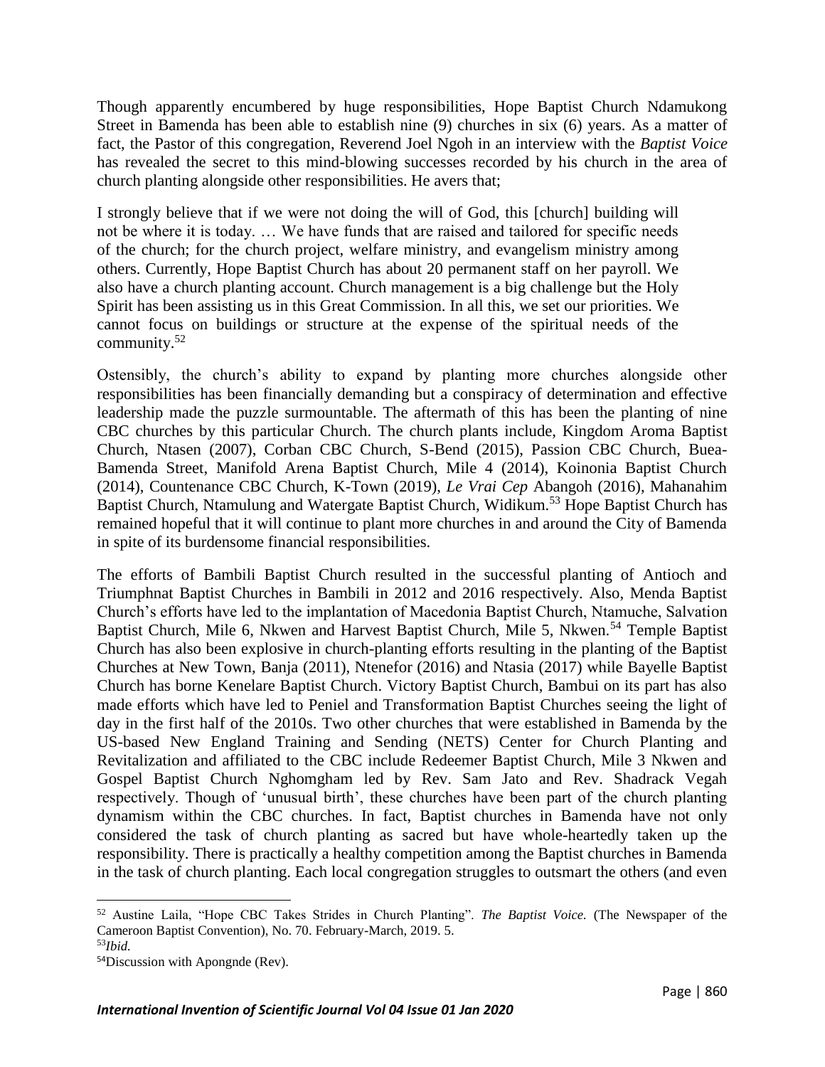Though apparently encumbered by huge responsibilities, Hope Baptist Church Ndamukong Street in Bamenda has been able to establish nine (9) churches in six (6) years. As a matter of fact, the Pastor of this congregation, Reverend Joel Ngoh in an interview with the *Baptist Voice* has revealed the secret to this mind-blowing successes recorded by his church in the area of church planting alongside other responsibilities. He avers that;

> I strongly believe that if we were not doing the will of God, this [church] building will not be where it is today. … We have funds that are raised and tailored for specific needs of the church; for the church project, welfare ministry, and evangelism ministry among others. Currently, Hope Baptist Church has about 20 permanent staff on her payroll. We also have a church planting account. Church management is a big challenge but the Holy Spirit has been assisting us in this Great Commission. In all this, we set our priorities. We cannot focus on buildings or structure at the expense of the spiritual needs of the community.[52]

Ostensibly, the church's ability to expand by planting more churches alongside other responsibilities has been financially demanding but a conspiracy of determination and effective leadership made the puzzle surmountable. The aftermath of this has been the planting of nine CBC churches by this particular Church. The church plants include, Kingdom Aroma Baptist Church, Ntasen (2007), Corban CBC Church, S-Bend (2015), Passion CBC Church, Buea-Bamenda Street, Manifold Arena Baptist Church, Mile 4 (2014), Koinonia Baptist Church (2014), Countenance CBC Church, K-Town (2019), *Le Vrai Cep* Abangoh (2016), Mahanahim Baptist Church, Ntamulung and Watergate Baptist Church, Widikum.[53] Hope Baptist Church has remained hopeful that it will continue to plant more churches in and around the City of Bamenda in spite of its burdensome financial responsibilities.

The efforts of Bambili Baptist Church resulted in the successful planting of Antioch and Triumphnat Baptist Churches in Bambili in 2012 and 2016 respectively. Also, Menda Baptist Church's efforts have led to the implantation of Macedonia Baptist Church, Ntamuche, Salvation Baptist Church, Mile 6, Nkwen and Harvest Baptist Church, Mile 5, Nkwen.[54] Temple Baptist Church has also been explosive in church-planting efforts resulting in the planting of the Baptist Churches at New Town, Banja (2011), Ntenefor (2016) and Ntasia (2017) while Bayelle Baptist Church has borne Kenelare Baptist Church. Victory Baptist Church, Bambui on its part has also made efforts which have led to Peniel and Transformation Baptist Churches seeing the light of day in the first half of the 2010s. Two other churches that were established in Bamenda by the US-based New England Training and Sending (NETS) Center for Church Planting and Revitalization and affiliated to the CBC include Redeemer Baptist Church, Mile 3 Nkwen and Gospel Baptist Church Nghomgham led by Rev. Sam Jato and Rev. Shadrack Vegah respectively. Though of 'unusual birth', these churches have been part of the church planting dynamism within the CBC churches. In fact, Baptist churches in Bamenda have not only considered the task of church planting as sacred but have whole-heartedly taken up the responsibility. There is practically a healthy competition among the Baptist churches in Bamenda in the task of church planting. Each local congregation struggles to outsmart the others (and even

---

[52] Austine Laila, "Hope CBC Takes Strides in Church Planting". *The Baptist Voice.* (The Newspaper of the Cameroon Baptist Convention), No. 70. February-March, 2019. 5.

[53] *Ibid.*

[54] Discussion with Apongnde (Rev).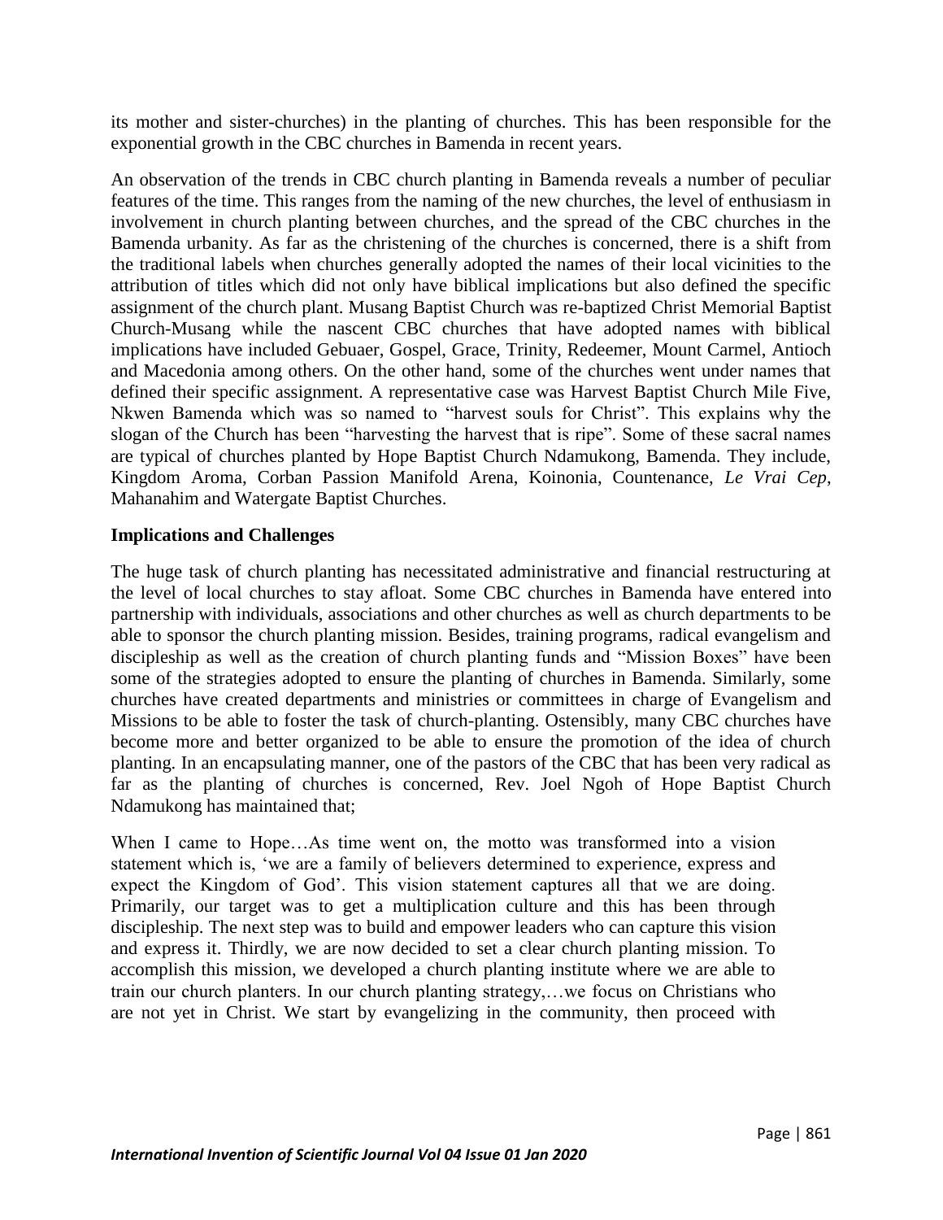its mother and sister-churches) in the planting of churches. This has been responsible for the exponential growth in the CBC churches in Bamenda in recent years.

An observation of the trends in CBC church planting in Bamenda reveals a number of peculiar features of the time. This ranges from the naming of the new churches, the level of enthusiasm in involvement in church planting between churches, and the spread of the CBC churches in the Bamenda urbanity. As far as the christening of the churches is concerned, there is a shift from the traditional labels when churches generally adopted the names of their local vicinities to the attribution of titles which did not only have biblical implications but also defined the specific assignment of the church plant. Musang Baptist Church was re-baptized Christ Memorial Baptist Church-Musang while the nascent CBC churches that have adopted names with biblical implications have included Gebuaer, Gospel, Grace, Trinity, Redeemer, Mount Carmel, Antioch and Macedonia among others. On the other hand, some of the churches went under names that defined their specific assignment. A representative case was Harvest Baptist Church Mile Five, Nkwen Bamenda which was so named to "harvest souls for Christ". This explains why the slogan of the Church has been "harvesting the harvest that is ripe". Some of these sacral names are typical of churches planted by Hope Baptist Church Ndamukong, Bamenda. They include, Kingdom Aroma, Corban Passion Manifold Arena, Koinonia, Countenance, *Le Vrai Cep*, Mahanahim and Watergate Baptist Churches.

**Implications and Challenges**

The huge task of church planting has necessitated administrative and financial restructuring at the level of local churches to stay afloat. Some CBC churches in Bamenda have entered into partnership with individuals, associations and other churches as well as church departments to be able to sponsor the church planting mission. Besides, training programs, radical evangelism and discipleship as well as the creation of church planting funds and "Mission Boxes" have been some of the strategies adopted to ensure the planting of churches in Bamenda. Similarly, some churches have created departments and ministries or committees in charge of Evangelism and Missions to be able to foster the task of church-planting. Ostensibly, many CBC churches have become more and better organized to be able to ensure the promotion of the idea of church planting. In an encapsulating manner, one of the pastors of the CBC that has been very radical as far as the planting of churches is concerned, Rev. Joel Ngoh of Hope Baptist Church Ndamukong has maintained that;

> When I came to Hope…As time went on, the motto was transformed into a vision statement which is, 'we are a family of believers determined to experience, express and expect the Kingdom of God'. This vision statement captures all that we are doing. Primarily, our target was to get a multiplication culture and this has been through discipleship. The next step was to build and empower leaders who can capture this vision and express it. Thirdly, we are now decided to set a clear church planting mission. To accomplish this mission, we developed a church planting institute where we are able to train our church planters. In our church planting strategy,…we focus on Christians who are not yet in Christ. We start by evangelizing in the community, then proceed with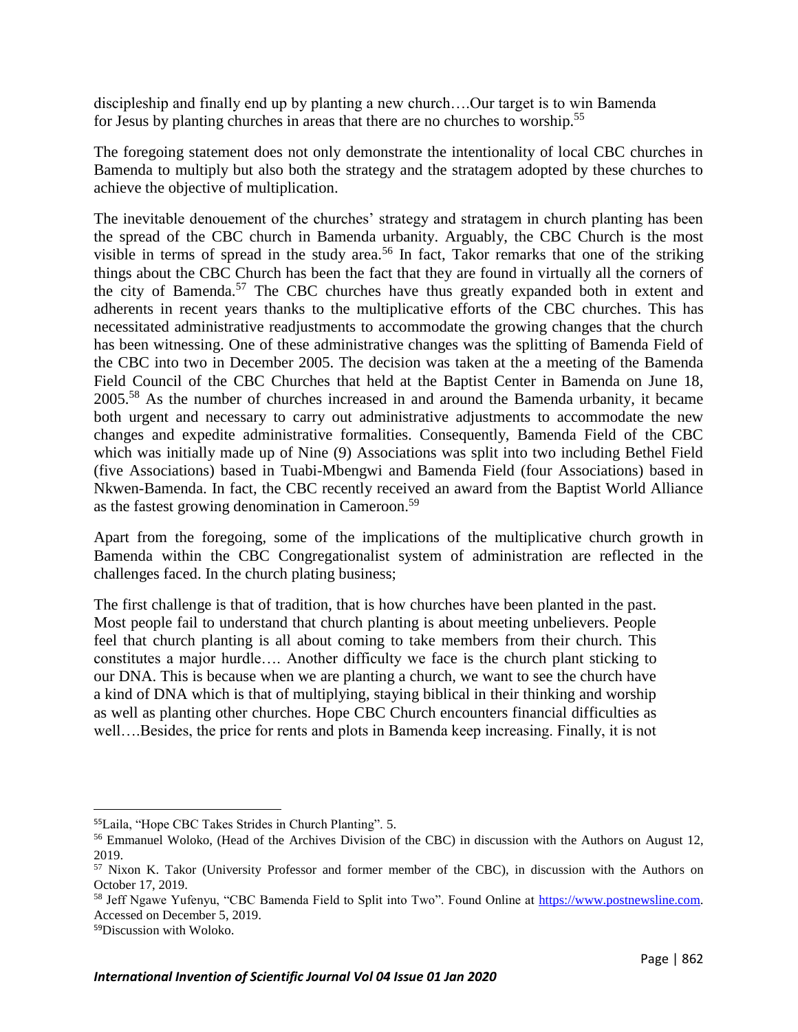> discipleship and finally end up by planting a new church….Our target is to win Bamenda for Jesus by planting churches in areas that there are no churches to worship.[55]

The foregoing statement does not only demonstrate the intentionality of local CBC churches in Bamenda to multiply but also both the strategy and the stratagem adopted by these churches to achieve the objective of multiplication.

The inevitable denouement of the churches' strategy and stratagem in church planting has been the spread of the CBC church in Bamenda urbanity. Arguably, the CBC Church is the most visible in terms of spread in the study area.[56] In fact, Takor remarks that one of the striking things about the CBC Church has been the fact that they are found in virtually all the corners of the city of Bamenda.[57] The CBC churches have thus greatly expanded both in extent and adherents in recent years thanks to the multiplicative efforts of the CBC churches. This has necessitated administrative readjustments to accommodate the growing changes that the church has been witnessing. One of these administrative changes was the splitting of Bamenda Field of the CBC into two in December 2005. The decision was taken at the a meeting of the Bamenda Field Council of the CBC Churches that held at the Baptist Center in Bamenda on June 18, 2005.[58] As the number of churches increased in and around the Bamenda urbanity, it became both urgent and necessary to carry out administrative adjustments to accommodate the new changes and expedite administrative formalities. Consequently, Bamenda Field of the CBC which was initially made up of Nine (9) Associations was split into two including Bethel Field (five Associations) based in Tuabi-Mbengwi and Bamenda Field (four Associations) based in Nkwen-Bamenda. In fact, the CBC recently received an award from the Baptist World Alliance as the fastest growing denomination in Cameroon.[59]

Apart from the foregoing, some of the implications of the multiplicative church growth in Bamenda within the CBC Congregationalist system of administration are reflected in the challenges faced. In the church plating business;

> The first challenge is that of tradition, that is how churches have been planted in the past. Most people fail to understand that church planting is about meeting unbelievers. People feel that church planting is all about coming to take members from their church. This constitutes a major hurdle…. Another difficulty we face is the church plant sticking to our DNA. This is because when we are planting a church, we want to see the church have a kind of DNA which is that of multiplying, staying biblical in their thinking and worship as well as planting other churches. Hope CBC Church encounters financial difficulties as well….Besides, the price for rents and plots in Bamenda keep increasing. Finally, it is not

---

[55] Laila, "Hope CBC Takes Strides in Church Planting". 5.

[56] Emmanuel Woloko, (Head of the Archives Division of the CBC) in discussion with the Authors on August 12, 2019.

[57] Nixon K. Takor (University Professor and former member of the CBC), in discussion with the Authors on October 17, 2019.

[58] Jeff Ngawe Yufenyu, "CBC Bamenda Field to Split into Two". Found Online at https://www.postnewsline.com. Accessed on December 5, 2019.

[59] Discussion with Woloko.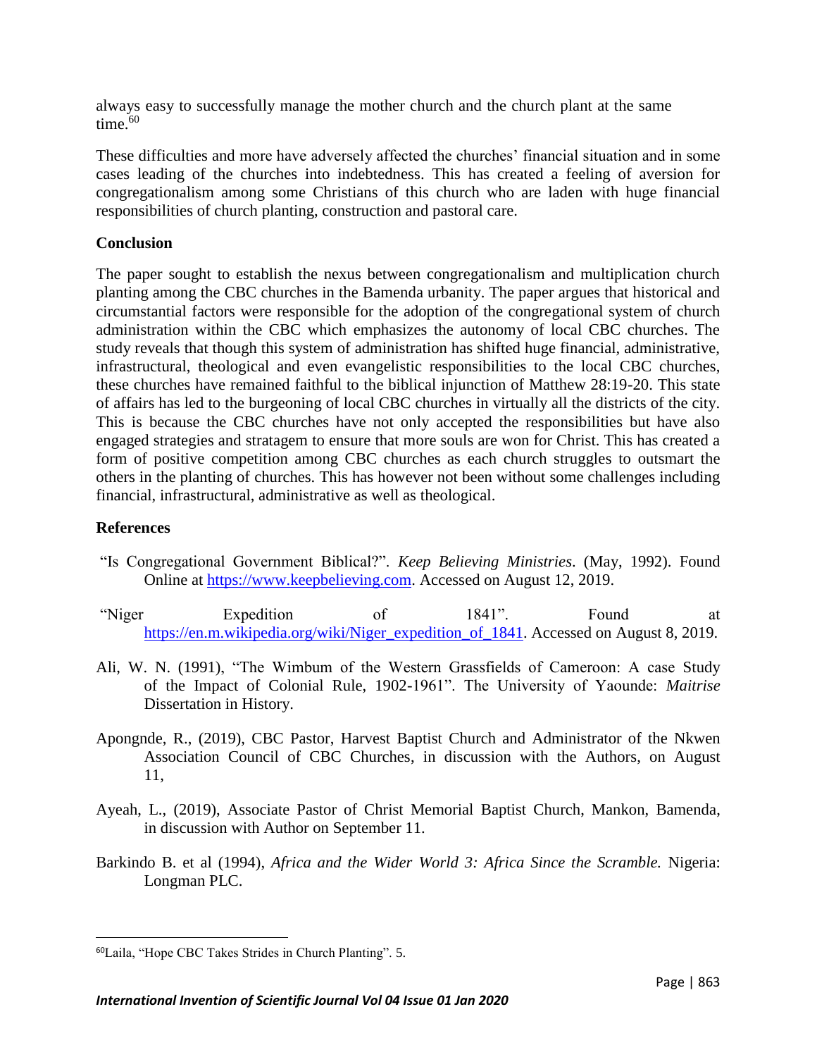always easy to successfully manage the mother church and the church plant at the same time.[60]

These difficulties and more have adversely affected the churches' financial situation and in some cases leading of the churches into indebtedness. This has created a feeling of aversion for congregationalism among some Christians of this church who are laden with huge financial responsibilities of church planting, construction and pastoral care.

## Conclusion

The paper sought to establish the nexus between congregationalism and multiplication church planting among the CBC churches in the Bamenda urbanity. The paper argues that historical and circumstantial factors were responsible for the adoption of the congregational system of church administration within the CBC which emphasizes the autonomy of local CBC churches. The study reveals that though this system of administration has shifted huge financial, administrative, infrastructural, theological and even evangelistic responsibilities to the local CBC churches, these churches have remained faithful to the biblical injunction of Matthew 28:19-20. This state of affairs has led to the burgeoning of local CBC churches in virtually all the districts of the city. This is because the CBC churches have not only accepted the responsibilities but have also engaged strategies and stratagem to ensure that more souls are won for Christ. This has created a form of positive competition among CBC churches as each church struggles to outsmart the others in the planting of churches. This has however not been without some challenges including financial, infrastructural, administrative as well as theological.

## References

"Is Congregational Government Biblical?". *Keep Believing Ministries*. (May, 1992). Found Online at https://www.keepbelieving.com. Accessed on August 12, 2019.

"Niger Expedition of 1841". Found at https://en.m.wikipedia.org/wiki/Niger_expedition_of_1841. Accessed on August 8, 2019.

Ali, W. N. (1991), "The Wimbum of the Western Grassfields of Cameroon: A case Study of the Impact of Colonial Rule, 1902-1961". The University of Yaounde: *Maitrise* Dissertation in History.

Apongnde, R., (2019), CBC Pastor, Harvest Baptist Church and Administrator of the Nkwen Association Council of CBC Churches, in discussion with the Authors, on August 11,

Ayeah, L., (2019), Associate Pastor of Christ Memorial Baptist Church, Mankon, Bamenda, in discussion with Author on September 11.

Barkindo B. et al (1994), *Africa and the Wider World 3: Africa Since the Scramble.* Nigeria: Longman PLC.

---

[60] Laila, "Hope CBC Takes Strides in Church Planting". 5.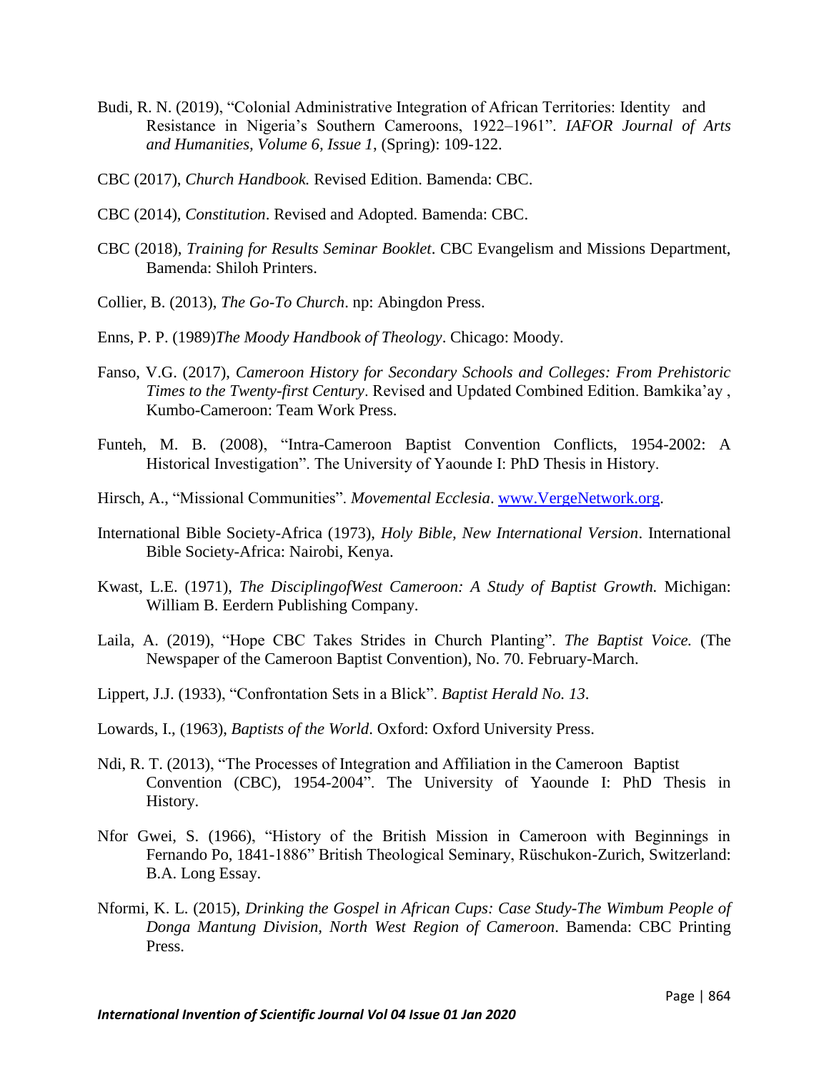Budi, R. N. (2019), "Colonial Administrative Integration of African Territories: Identity and Resistance in Nigeria's Southern Cameroons, 1922–1961". *IAFOR Journal of Arts and Humanities, Volume 6, Issue 1*, (Spring): 109-122.

CBC (2017), *Church Handbook.* Revised Edition. Bamenda: CBC.

CBC (2014), *Constitution*. Revised and Adopted. Bamenda: CBC.

CBC (2018), *Training for Results Seminar Booklet*. CBC Evangelism and Missions Department, Bamenda: Shiloh Printers.

Collier, B. (2013), *The Go-To Church*. np: Abingdon Press.

Enns, P. P. (1989)*The Moody Handbook of Theology*. Chicago: Moody.

Fanso, V.G. (2017), *Cameroon History for Secondary Schools and Colleges: From Prehistoric Times to the Twenty-first Century*. Revised and Updated Combined Edition. Bamkika'ay , Kumbo-Cameroon: Team Work Press.

Funteh, M. B. (2008), "Intra-Cameroon Baptist Convention Conflicts, 1954-2002: A Historical Investigation". The University of Yaounde I: PhD Thesis in History.

Hirsch, A., "Missional Communities". *Movemental Ecclesia*. [www.VergeNetwork.org](http://www.VergeNetwork.org).

International Bible Society-Africa (1973), *Holy Bible, New International Version*. International Bible Society-Africa: Nairobi, Kenya.

Kwast, L.E. (1971), *The DisciplingofWest Cameroon: A Study of Baptist Growth.* Michigan: William B. Eerdern Publishing Company.

Laila, A. (2019), "Hope CBC Takes Strides in Church Planting". *The Baptist Voice.* (The Newspaper of the Cameroon Baptist Convention), No. 70. February-March.

Lippert, J.J. (1933), "Confrontation Sets in a Blick". *Baptist Herald No. 13*.

Lowards, I., (1963), *Baptists of the World*. Oxford: Oxford University Press.

Ndi, R. T. (2013), "The Processes of Integration and Affiliation in the Cameroon Baptist Convention (CBC), 1954-2004". The University of Yaounde I: PhD Thesis in History.

Nfor Gwei, S. (1966), "History of the British Mission in Cameroon with Beginnings in Fernando Po, 1841-1886" British Theological Seminary, Rüschukon-Zurich, Switzerland: B.A. Long Essay.

Nformi, K. L. (2015), *Drinking the Gospel in African Cups: Case Study-The Wimbum People of Donga Mantung Division, North West Region of Cameroon*. Bamenda: CBC Printing Press.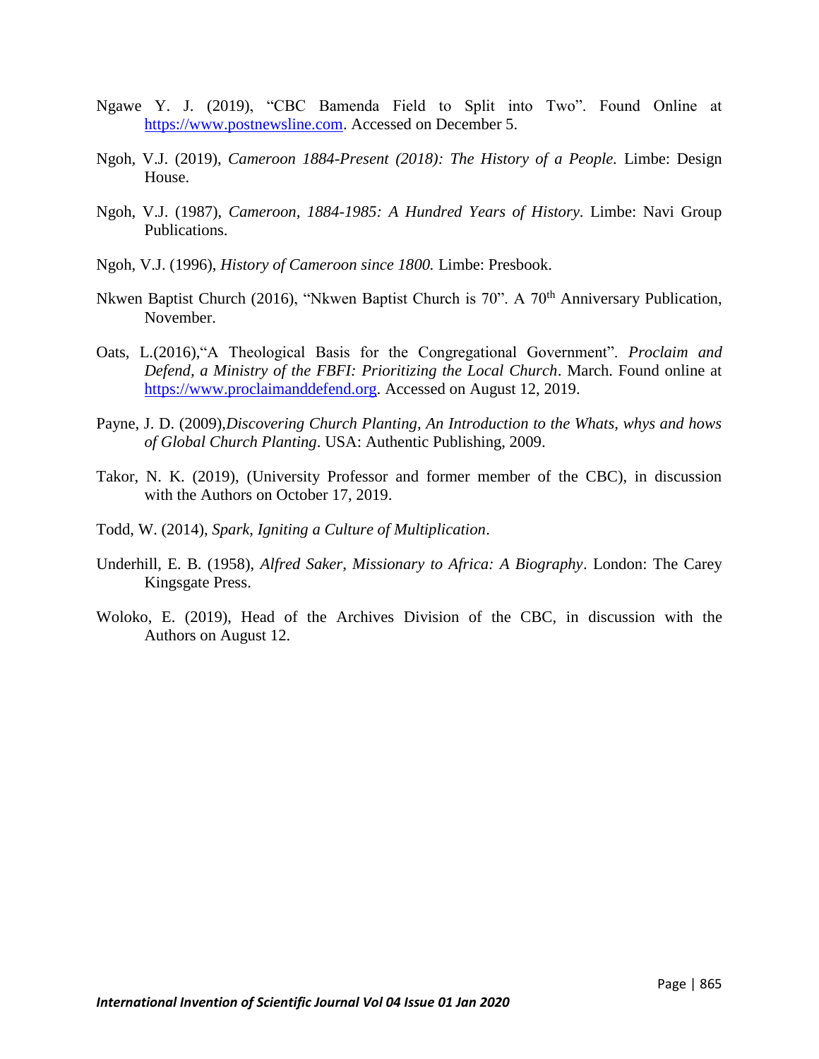Ngawe Y. J. (2019), "CBC Bamenda Field to Split into Two". Found Online at [https://www.postnewsline.com](https://www.postnewsline.com). Accessed on December 5.

Ngoh, V.J. (2019), *Cameroon 1884-Present (2018): The History of a People.* Limbe: Design House.

Ngoh, V.J. (1987), *Cameroon, 1884-1985: A Hundred Years of History*. Limbe: Navi Group Publications.

Ngoh, V.J. (1996), *History of Cameroon since 1800.* Limbe: Presbook.

Nkwen Baptist Church (2016), "Nkwen Baptist Church is 70". A 70th Anniversary Publication, November.

Oats, L.(2016),"A Theological Basis for the Congregational Government". *Proclaim and Defend, a Ministry of the FBFI: Prioritizing the Local Church*. March. Found online at [https://www.proclaimanddefend.org](https://www.proclaimanddefend.org). Accessed on August 12, 2019.

Payne, J. D. (2009),*Discovering Church Planting, An Introduction to the Whats, whys and hows of Global Church Planting*. USA: Authentic Publishing, 2009.

Takor, N. K. (2019), (University Professor and former member of the CBC), in discussion with the Authors on October 17, 2019.

Todd, W. (2014), *Spark, Igniting a Culture of Multiplication*.

Underhill, E. B. (1958), *Alfred Saker, Missionary to Africa: A Biography*. London: The Carey Kingsgate Press.

Woloko, E. (2019), Head of the Archives Division of the CBC, in discussion with the Authors on August 12.